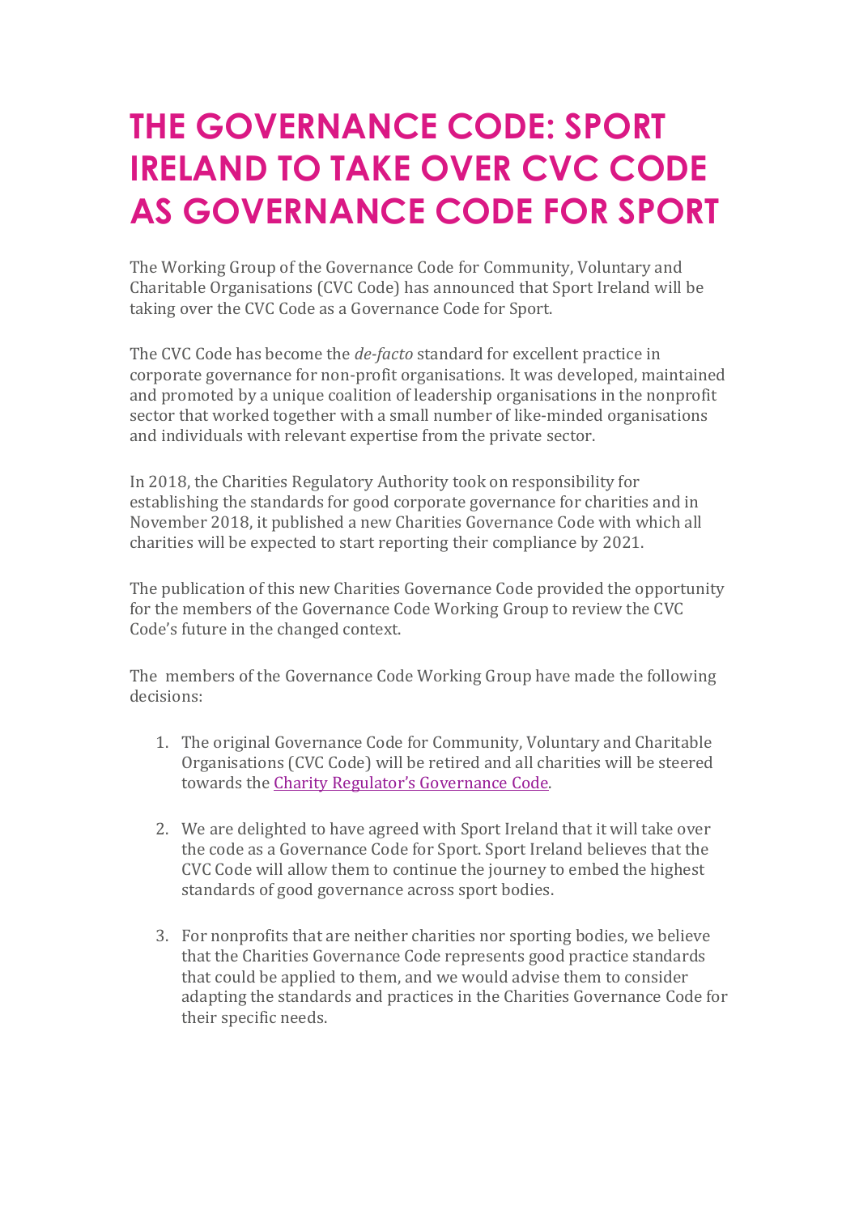# THE GOVERNANCE CODE: SPORT IRELAND TO TAKE OVER CVC CODE AS GOVERNANCE CODE FOR SPORT

The Working Group of the Governance Code for Community, Voluntary and Charitable Organisations (CVC Code) has announced that Sport Ireland will be taking over the CVC Code as a Governance Code for Sport.

The CVC Code has become the *de-facto* standard for excellent practice in corporate governance for non-profit organisations. It was developed, maintained and promoted by a unique coalition of leadership organisations in the nonprofit sector that worked together with a small number of like-minded organisations and individuals with relevant expertise from the private sector.

In 2018, the Charities Regulatory Authority took on responsibility for establishing the standards for good corporate governance for charities and in November 2018, it published a new Charities Governance Code with which all charities will be expected to start reporting their compliance by 2021.

The publication of this new Charities Governance Code provided the opportunity for the members of the Governance Code Working Group to review the CVC Code's future in the changed context.

The members of the Governance Code Working Group have made the following decisions:

1. The original Governance Code for Community, Voluntary and Charitable Organisations (CVC Code) will be retired and all charities will be steered towards the Charity Regulator's Governance Code.

2. We are delighted to have agreed with Sport Ireland that it will take over the code as a Governance Code for Sport. Sport Ireland believes that the CVC Code will allow them to continue the journey to embed the highest standards of good governance across sport bodies.

3. For nonprofits that are neither charities nor sporting bodies, we believe that the Charities Governance Code represents good practice standards that could be applied to them, and we would advise them to consider adapting the standards and practices in the Charities Governance Code for their specific needs.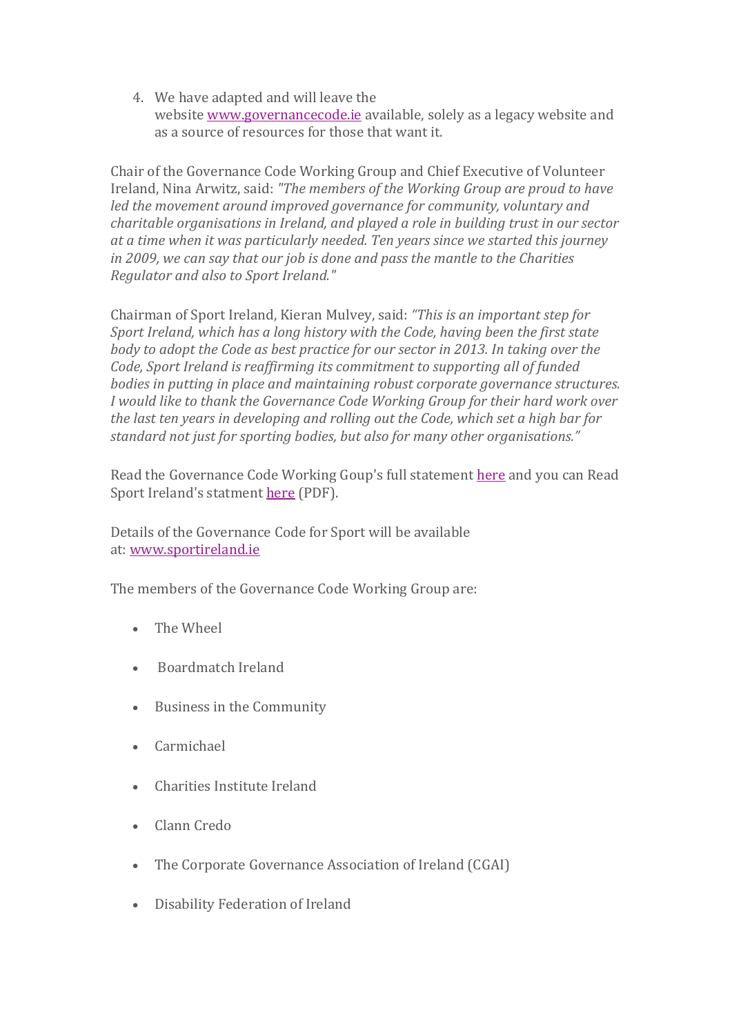4. We have adapted and will leave the website [www.governancecode.ie](www.governancecode.ie) available, solely as a legacy website and as a source of resources for those that want it.

Chair of the Governance Code Working Group and Chief Executive of Volunteer Ireland, Nina Arwitz, said: *"The members of the Working Group are proud to have led the movement around improved governance for community, voluntary and charitable organisations in Ireland, and played a role in building trust in our sector at a time when it was particularly needed. Ten years since we started this journey in 2009, we can say that our job is done and pass the mantle to the Charities Regulator and also to Sport Ireland."*

Chairman of Sport Ireland, Kieran Mulvey, said: *"This is an important step for Sport Ireland, which has a long history with the Code, having been the first state body to adopt the Code as best practice for our sector in 2013. In taking over the Code, Sport Ireland is reaffirming its commitment to supporting all of funded bodies in putting in place and maintaining robust corporate governance structures. I would like to thank the Governance Code Working Group for their hard work over the last ten years in developing and rolling out the Code, which set a high bar for standard not just for sporting bodies, but also for many other organisations."*

Read the Governance Code Working Goup's full statement here and you can Read Sport Ireland's statment here (PDF).

Details of the Governance Code for Sport will be available at: [www.sportireland.ie](www.sportireland.ie)

The members of the Governance Code Working Group are:

- The Wheel
- Boardmatch Ireland
- Business in the Community
- Carmichael
- Charities Institute Ireland
- Clann Credo
- The Corporate Governance Association of Ireland (CGAI)
- Disability Federation of Ireland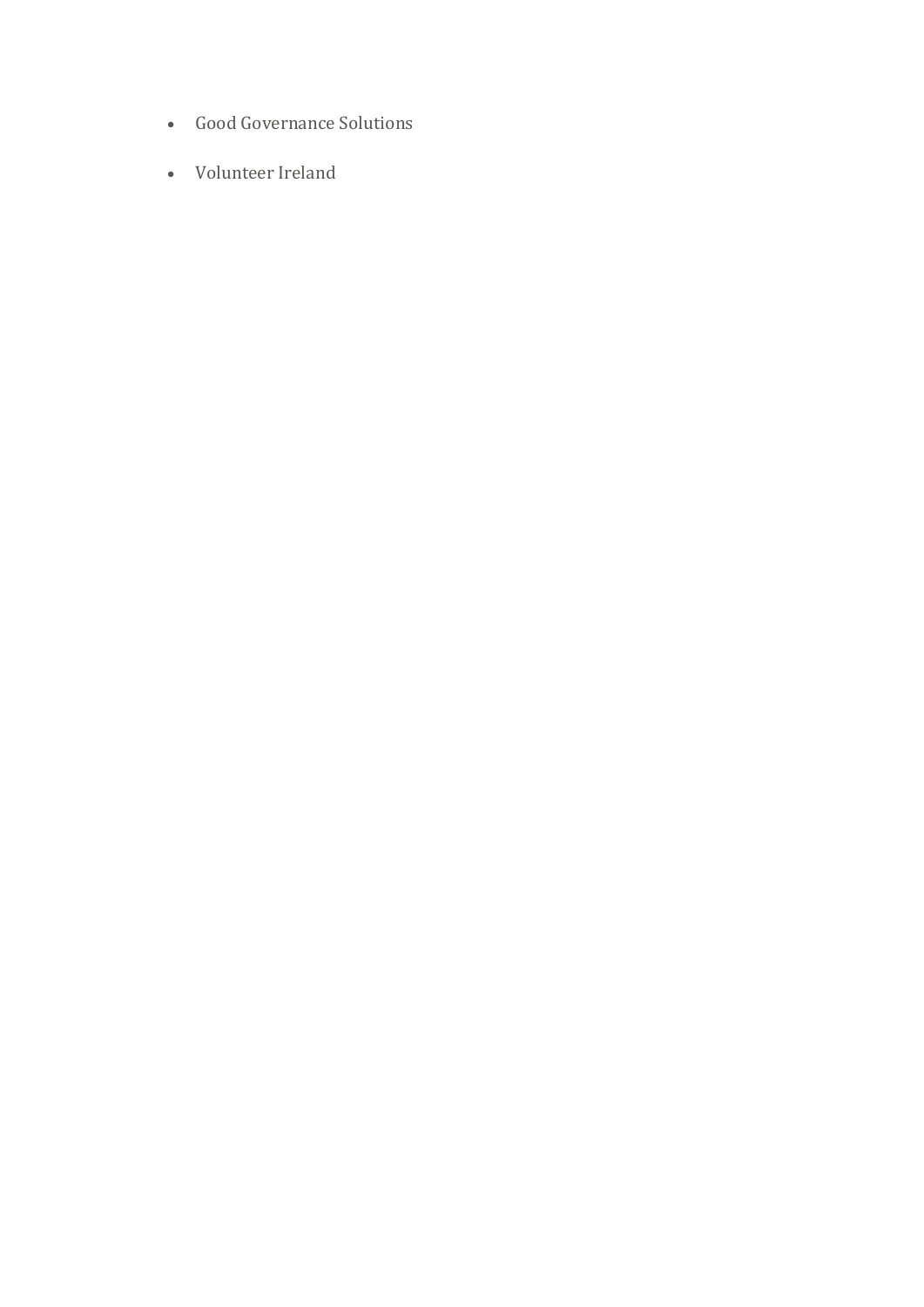- Good Governance Solutions
- Volunteer Ireland